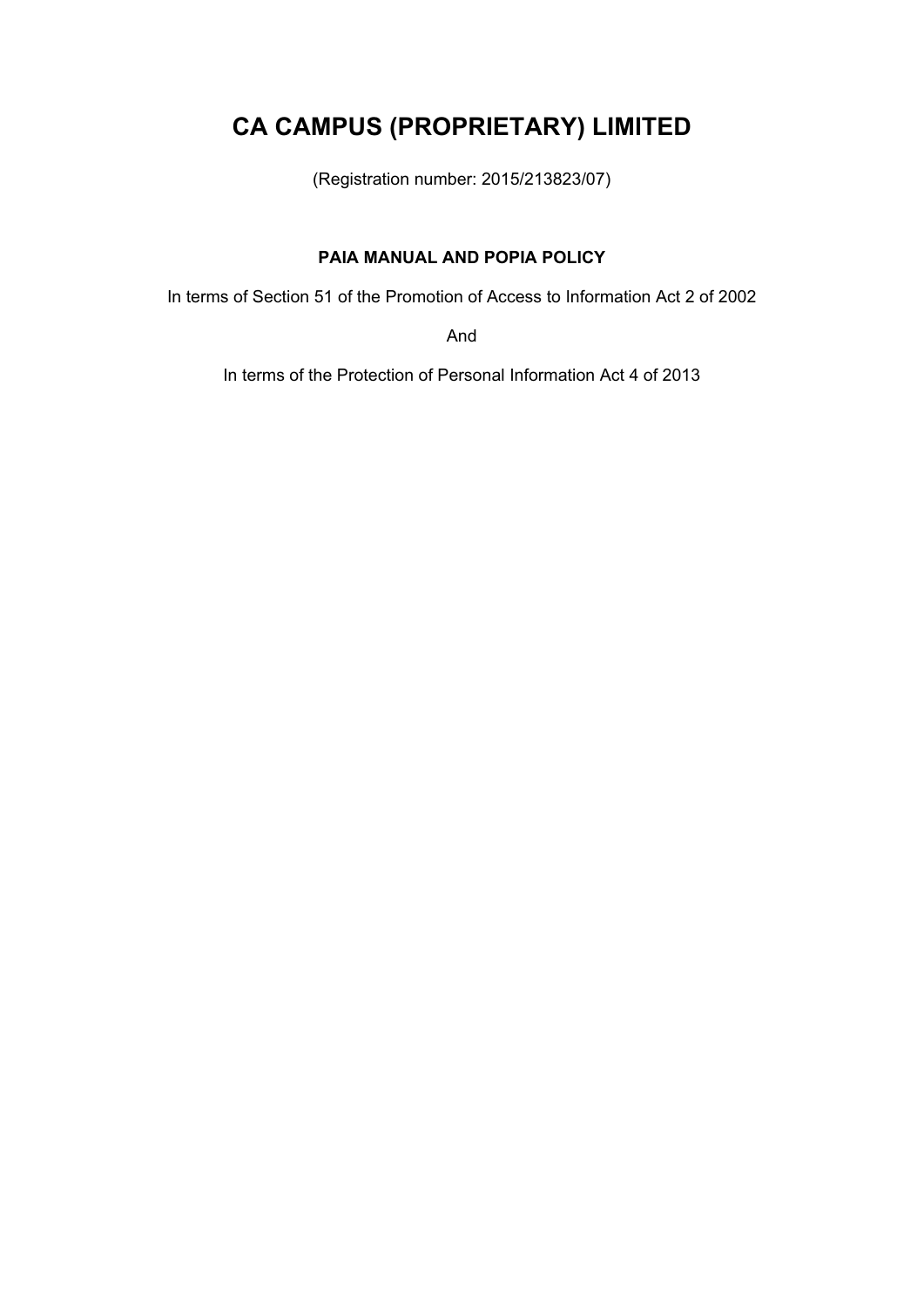# CA CAMPUS (PROPRIETARY) LIMITED

(Registration number: 2015/213823/07)

**PAIA MANUAL AND POPIA POLICY**

In terms of Section 51 of the Promotion of Access to Information Act 2 of 2002

And

In terms of the Protection of Personal Information Act 4 of 2013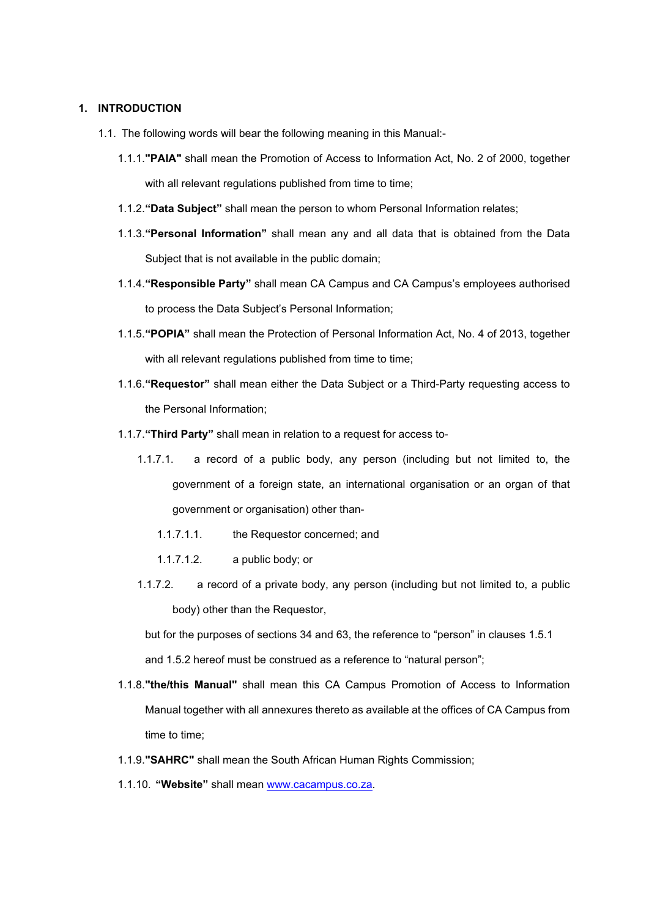## 1. INTRODUCTION

1.1. The following words will bear the following meaning in this Manual:-

1.1.1. **"PAIA"** shall mean the Promotion of Access to Information Act, No. 2 of 2000, together with all relevant regulations published from time to time;

1.1.2. **"Data Subject"** shall mean the person to whom Personal Information relates;

1.1.3. **"Personal Information"** shall mean any and all data that is obtained from the Data Subject that is not available in the public domain;

1.1.4. **"Responsible Party"** shall mean CA Campus and CA Campus's employees authorised to process the Data Subject's Personal Information;

1.1.5. **"POPIA"** shall mean the Protection of Personal Information Act, No. 4 of 2013, together with all relevant regulations published from time to time;

1.1.6. **"Requestor"** shall mean either the Data Subject or a Third-Party requesting access to the Personal Information;

1.1.7. **"Third Party"** shall mean in relation to a request for access to-

1.1.7.1. a record of a public body, any person (including but not limited to, the government of a foreign state, an international organisation or an organ of that government or organisation) other than-

1.1.7.1.1. the Requestor concerned; and

1.1.7.1.2. a public body; or

1.1.7.2. a record of a private body, any person (including but not limited to, a public body) other than the Requestor,

but for the purposes of sections 34 and 63, the reference to "person" in clauses 1.5.1 and 1.5.2 hereof must be construed as a reference to "natural person";

1.1.8. **"the/this Manual"** shall mean this CA Campus Promotion of Access to Information Manual together with all annexures thereto as available at the offices of CA Campus from time to time;

1.1.9. **"SAHRC"** shall mean the South African Human Rights Commission;

1.1.10. **"Website"** shall mean [www.cacampus.co.za](http://www.cacampus.co.za).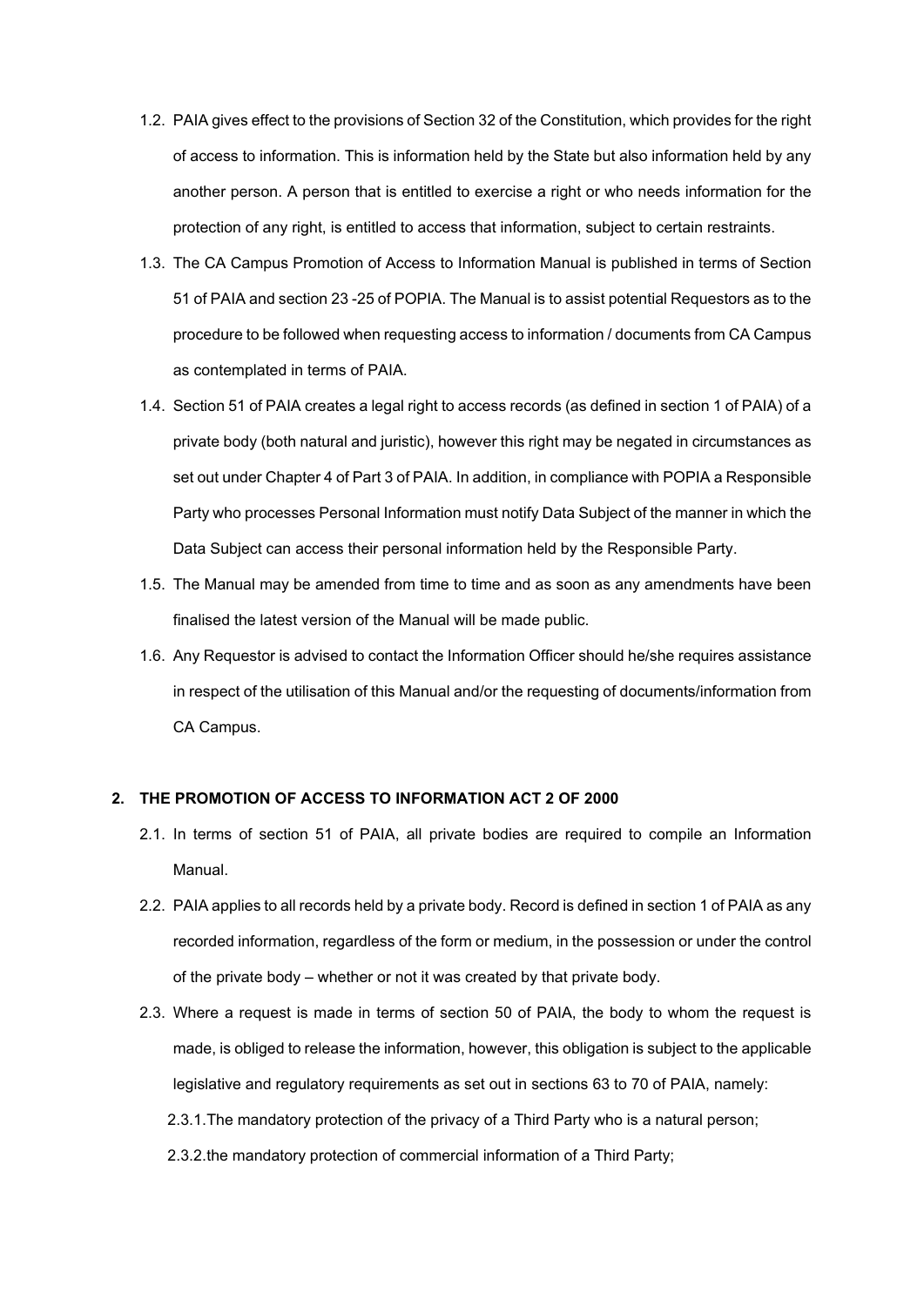1.2. PAIA gives effect to the provisions of Section 32 of the Constitution, which provides for the right of access to information. This is information held by the State but also information held by any another person. A person that is entitled to exercise a right or who needs information for the protection of any right, is entitled to access that information, subject to certain restraints.

1.3. The CA Campus Promotion of Access to Information Manual is published in terms of Section 51 of PAIA and section 23 -25 of POPIA. The Manual is to assist potential Requestors as to the procedure to be followed when requesting access to information / documents from CA Campus as contemplated in terms of PAIA.

1.4. Section 51 of PAIA creates a legal right to access records (as defined in section 1 of PAIA) of a private body (both natural and juristic), however this right may be negated in circumstances as set out under Chapter 4 of Part 3 of PAIA. In addition, in compliance with POPIA a Responsible Party who processes Personal Information must notify Data Subject of the manner in which the Data Subject can access their personal information held by the Responsible Party.

1.5. The Manual may be amended from time to time and as soon as any amendments have been finalised the latest version of the Manual will be made public.

1.6. Any Requestor is advised to contact the Information Officer should he/she requires assistance in respect of the utilisation of this Manual and/or the requesting of documents/information from CA Campus.

## 2. THE PROMOTION OF ACCESS TO INFORMATION ACT 2 OF 2000

2.1. In terms of section 51 of PAIA, all private bodies are required to compile an Information Manual.

2.2. PAIA applies to all records held by a private body. Record is defined in section 1 of PAIA as any recorded information, regardless of the form or medium, in the possession or under the control of the private body – whether or not it was created by that private body.

2.3. Where a request is made in terms of section 50 of PAIA, the body to whom the request is made, is obliged to release the information, however, this obligation is subject to the applicable legislative and regulatory requirements as set out in sections 63 to 70 of PAIA, namely:

2.3.1. The mandatory protection of the privacy of a Third Party who is a natural person;

2.3.2. the mandatory protection of commercial information of a Third Party;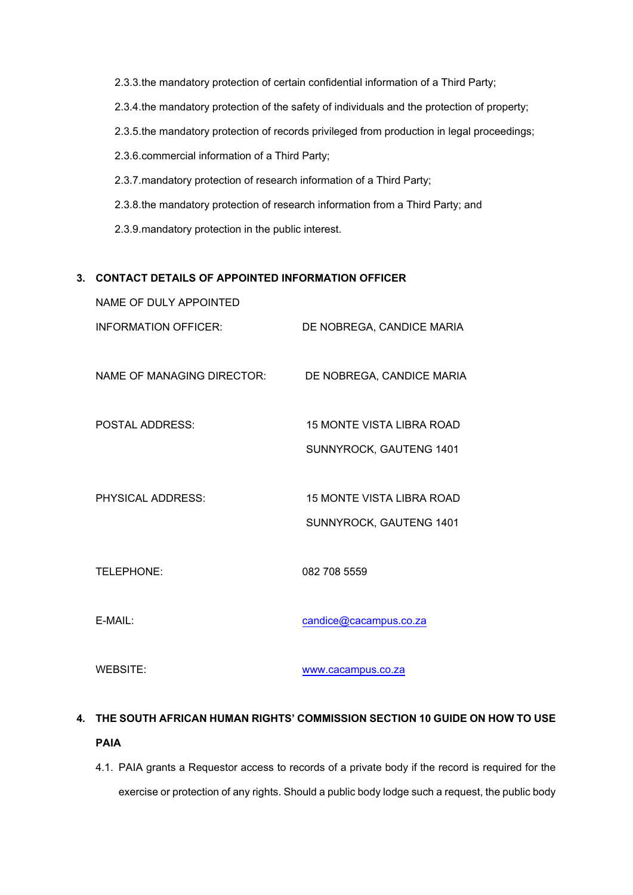2.3.3. the mandatory protection of certain confidential information of a Third Party;

2.3.4. the mandatory protection of the safety of individuals and the protection of property;

2.3.5. the mandatory protection of records privileged from production in legal proceedings;

2.3.6. commercial information of a Third Party;

2.3.7. mandatory protection of research information of a Third Party;

2.3.8. the mandatory protection of research information from a Third Party; and

2.3.9. mandatory protection in the public interest.

## 3. CONTACT DETAILS OF APPOINTED INFORMATION OFFICER

| | |
|---|---|
| NAME OF DULY APPOINTED INFORMATION OFFICER: | DE NOBREGA, CANDICE MARIA |
| NAME OF MANAGING DIRECTOR: | DE NOBREGA, CANDICE MARIA |
| POSTAL ADDRESS: | 15 MONTE VISTA LIBRA ROAD<br>SUNNYROCK, GAUTENG 1401 |
| PHYSICAL ADDRESS: | 15 MONTE VISTA LIBRA ROAD<br>SUNNYROCK, GAUTENG 1401 |
| TELEPHONE: | 082 708 5559 |
| E-MAIL: | candice@cacampus.co.za |
| WEBSITE: | www.cacampus.co.za |

## 4. THE SOUTH AFRICAN HUMAN RIGHTS' COMMISSION SECTION 10 GUIDE ON HOW TO USE PAIA

4.1. PAIA grants a Requestor access to records of a private body if the record is required for the exercise or protection of any rights. Should a public body lodge such a request, the public body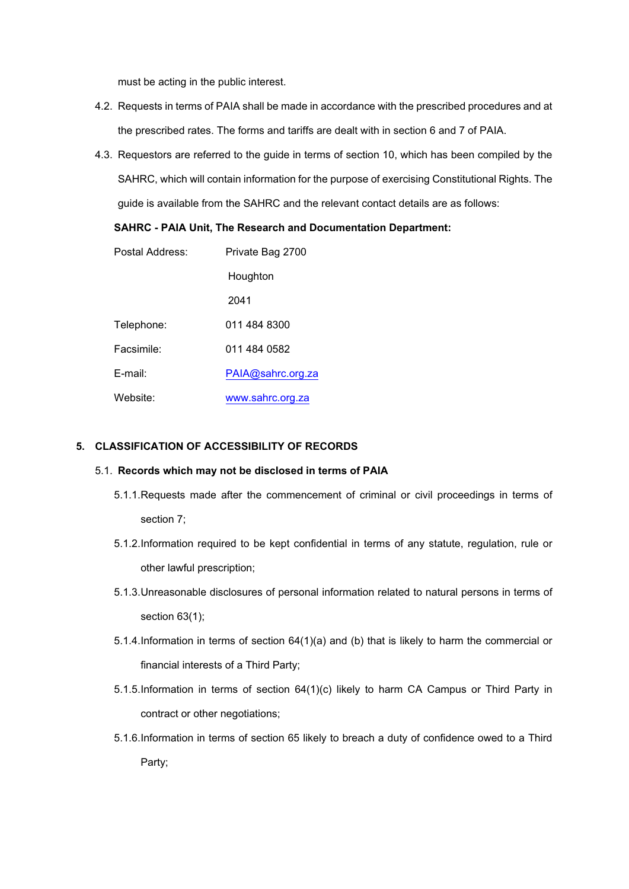must be acting in the public interest.

4.2. Requests in terms of PAIA shall be made in accordance with the prescribed procedures and at the prescribed rates. The forms and tariffs are dealt with in section 6 and 7 of PAIA.

4.3. Requestors are referred to the guide in terms of section 10, which has been compiled by the SAHRC, which will contain information for the purpose of exercising Constitutional Rights. The guide is available from the SAHRC and the relevant contact details are as follows:

**SAHRC - PAIA Unit, The Research and Documentation Department:**

| | |
|---|---|
| Postal Address: | Private Bag 2700<br>Houghton<br>2041 |
| Telephone: | 011 484 8300 |
| Facsimile: | 011 484 0582 |
| E-mail: | PAIA@sahrc.org.za |
| Website: | www.sahrc.org.za |

## 5. CLASSIFICATION OF ACCESSIBILITY OF RECORDS

5.1. **Records which may not be disclosed in terms of PAIA**

5.1.1. Requests made after the commencement of criminal or civil proceedings in terms of section 7;

5.1.2. Information required to be kept confidential in terms of any statute, regulation, rule or other lawful prescription;

5.1.3. Unreasonable disclosures of personal information related to natural persons in terms of section 63(1);

5.1.4. Information in terms of section 64(1)(a) and (b) that is likely to harm the commercial or financial interests of a Third Party;

5.1.5. Information in terms of section 64(1)(c) likely to harm CA Campus or Third Party in contract or other negotiations;

5.1.6. Information in terms of section 65 likely to breach a duty of confidence owed to a Third Party;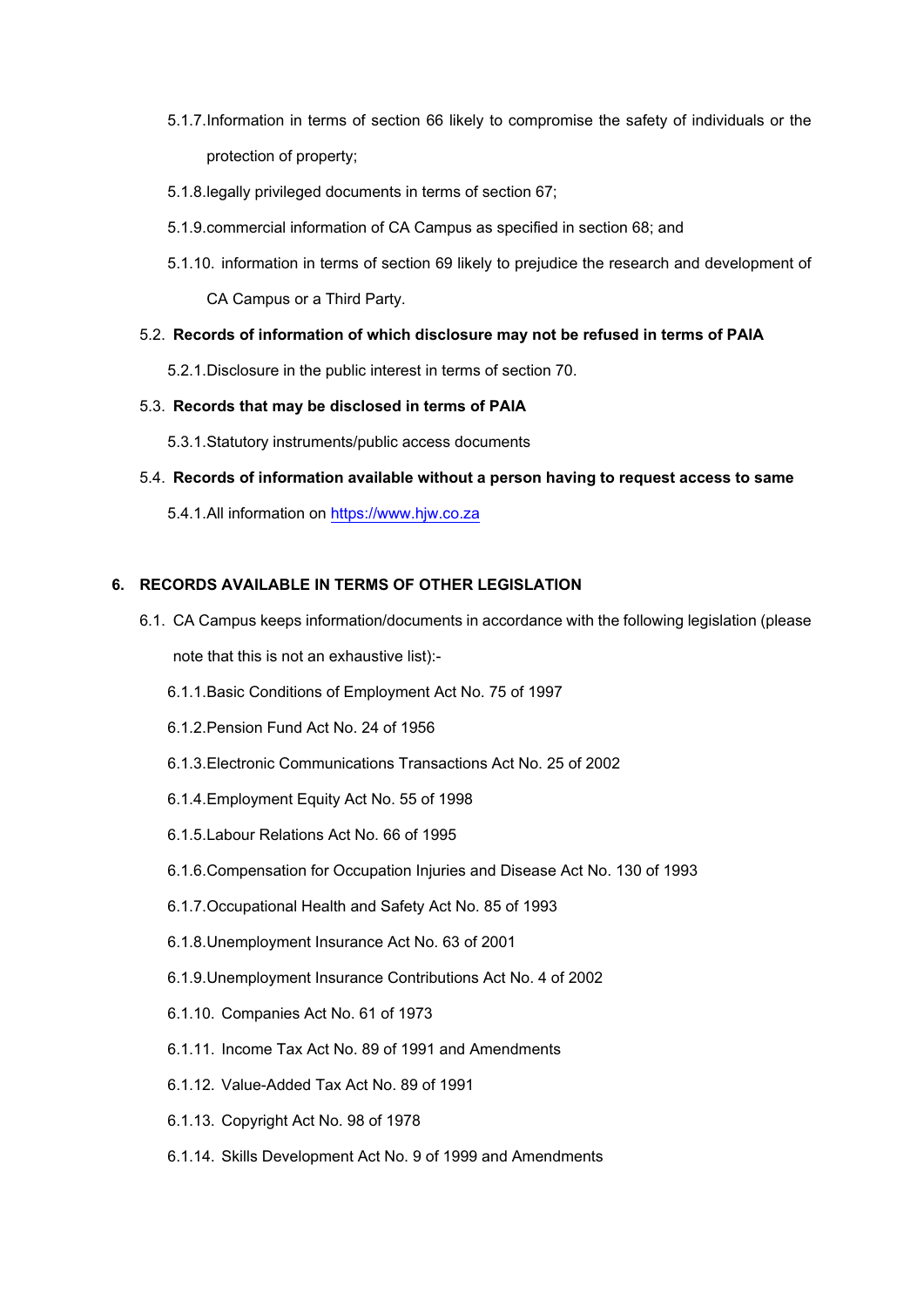5.1.7. Information in terms of section 66 likely to compromise the safety of individuals or the protection of property;

5.1.8. legally privileged documents in terms of section 67;

5.1.9. commercial information of CA Campus as specified in section 68; and

5.1.10. information in terms of section 69 likely to prejudice the research and development of CA Campus or a Third Party.

5.2. **Records of information of which disclosure may not be refused in terms of PAIA**

5.2.1. Disclosure in the public interest in terms of section 70.

5.3. **Records that may be disclosed in terms of PAIA**

5.3.1. Statutory instruments/public access documents

5.4. **Records of information available without a person having to request access to same**

5.4.1. All information on [https://www.hjw.co.za](https://www.hjw.co.za)

## 6. RECORDS AVAILABLE IN TERMS OF OTHER LEGISLATION

6.1. CA Campus keeps information/documents in accordance with the following legislation (please note that this is not an exhaustive list):-

6.1.1. Basic Conditions of Employment Act No. 75 of 1997

6.1.2. Pension Fund Act No. 24 of 1956

6.1.3. Electronic Communications Transactions Act No. 25 of 2002

6.1.4. Employment Equity Act No. 55 of 1998

6.1.5. Labour Relations Act No. 66 of 1995

6.1.6. Compensation for Occupation Injuries and Disease Act No. 130 of 1993

6.1.7. Occupational Health and Safety Act No. 85 of 1993

6.1.8. Unemployment Insurance Act No. 63 of 2001

6.1.9. Unemployment Insurance Contributions Act No. 4 of 2002

6.1.10. Companies Act No. 61 of 1973

6.1.11. Income Tax Act No. 89 of 1991 and Amendments

6.1.12. Value-Added Tax Act No. 89 of 1991

6.1.13. Copyright Act No. 98 of 1978

6.1.14. Skills Development Act No. 9 of 1999 and Amendments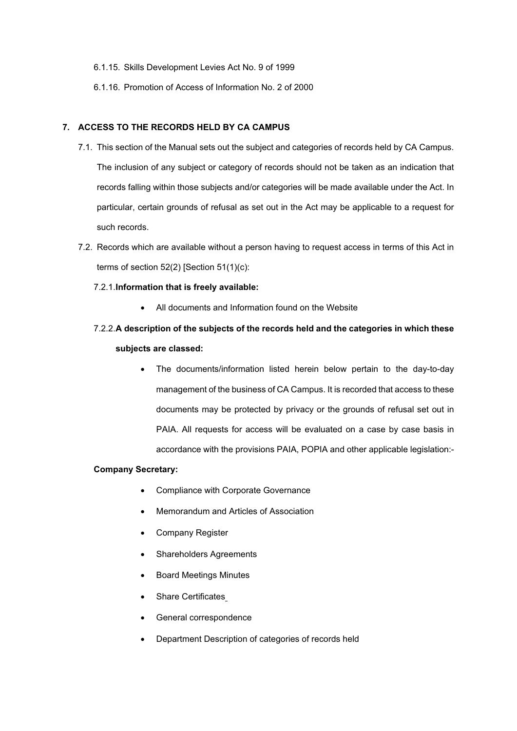6.1.15. Skills Development Levies Act No. 9 of 1999

6.1.16. Promotion of Access of Information No. 2 of 2000

## 7. ACCESS TO THE RECORDS HELD BY CA CAMPUS

7.1. This section of the Manual sets out the subject and categories of records held by CA Campus. The inclusion of any subject or category of records should not be taken as an indication that records falling within those subjects and/or categories will be made available under the Act. In particular, certain grounds of refusal as set out in the Act may be applicable to a request for such records.

7.2. Records which are available without a person having to request access in terms of this Act in terms of section 52(2) [Section 51(1)(c):

7.2.1. **Information that is freely available:**

- All documents and Information found on the Website

7.2.2. **A description of the subjects of the records held and the categories in which these subjects are classed:**

- The documents/information listed herein below pertain to the day-to-day management of the business of CA Campus. It is recorded that access to these documents may be protected by privacy or the grounds of refusal set out in PAIA. All requests for access will be evaluated on a case by case basis in accordance with the provisions PAIA, POPIA and other applicable legislation:-

**Company Secretary:**

- Compliance with Corporate Governance
- Memorandum and Articles of Association
- Company Register
- Shareholders Agreements
- Board Meetings Minutes
- Share Certificates
- General correspondence
- Department Description of categories of records held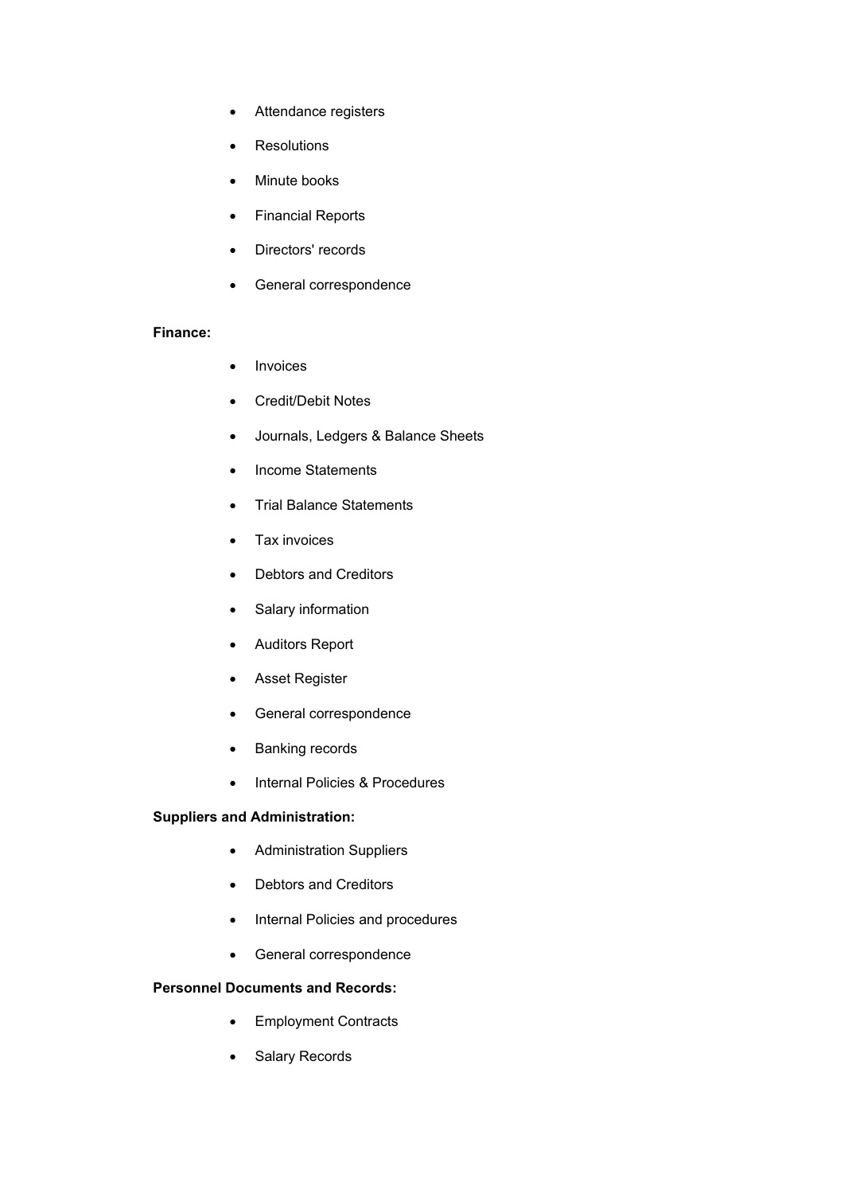- Attendance registers
- Resolutions
- Minute books
- Financial Reports
- Directors' records
- General correspondence

**Finance:**

- Invoices
- Credit/Debit Notes
- Journals, Ledgers & Balance Sheets
- Income Statements
- Trial Balance Statements
- Tax invoices
- Debtors and Creditors
- Salary information
- Auditors Report
- Asset Register
- General correspondence
- Banking records
- Internal Policies & Procedures

**Suppliers and Administration:**

- Administration Suppliers
- Debtors and Creditors
- Internal Policies and procedures
- General correspondence

**Personnel Documents and Records:**

- Employment Contracts
- Salary Records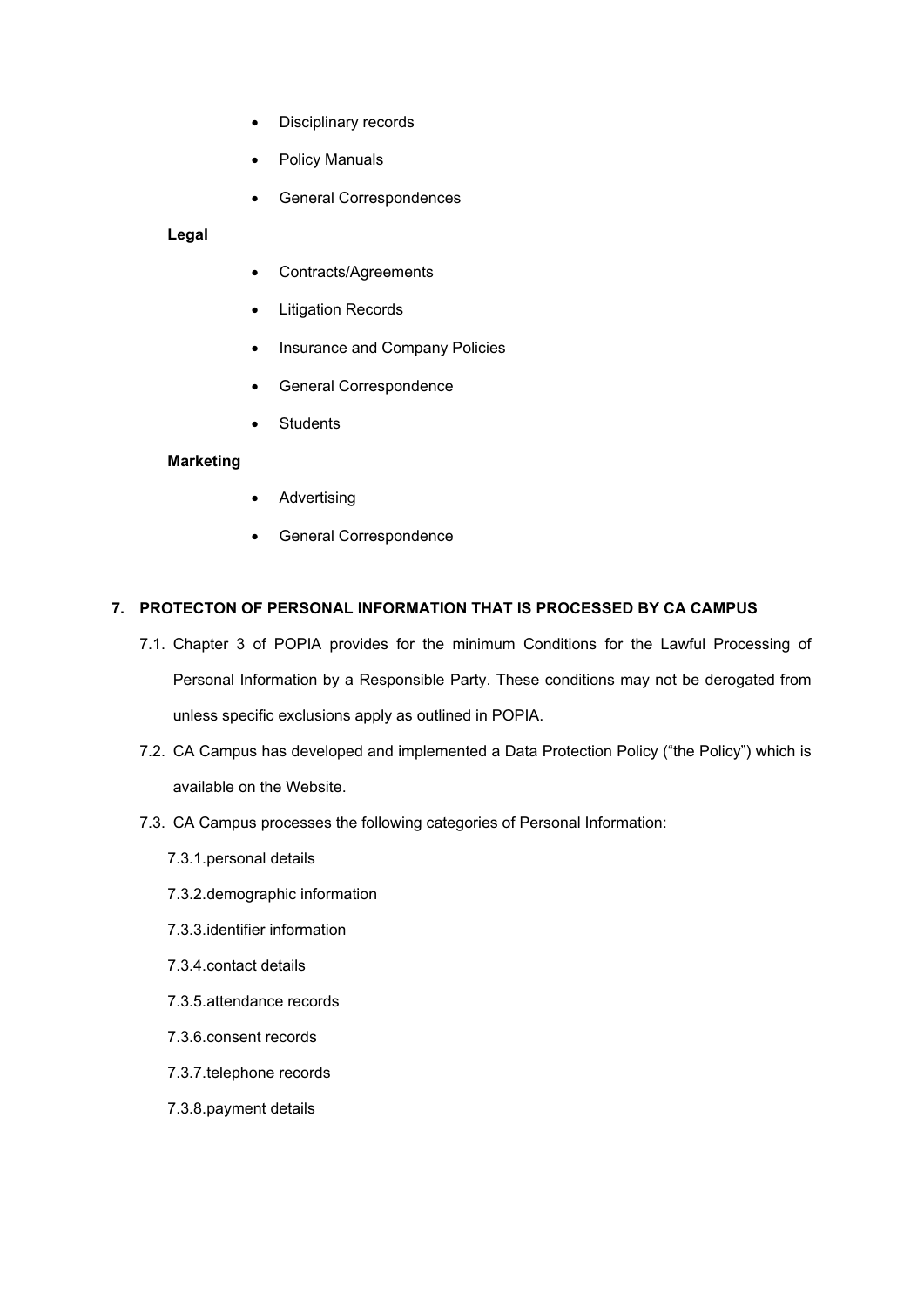- Disciplinary records
- Policy Manuals
- General Correspondences

**Legal**

- Contracts/Agreements
- Litigation Records
- Insurance and Company Policies
- General Correspondence
- Students

**Marketing**

- Advertising
- General Correspondence

## 7. PROTECTON OF PERSONAL INFORMATION THAT IS PROCESSED BY CA CAMPUS

7.1. Chapter 3 of POPIA provides for the minimum Conditions for the Lawful Processing of Personal Information by a Responsible Party. These conditions may not be derogated from unless specific exclusions apply as outlined in POPIA.

7.2. CA Campus has developed and implemented a Data Protection Policy ("the Policy") which is available on the Website.

7.3. CA Campus processes the following categories of Personal Information:

7.3.1. personal details

7.3.2. demographic information

7.3.3. identifier information

7.3.4. contact details

7.3.5. attendance records

7.3.6. consent records

7.3.7. telephone records

7.3.8. payment details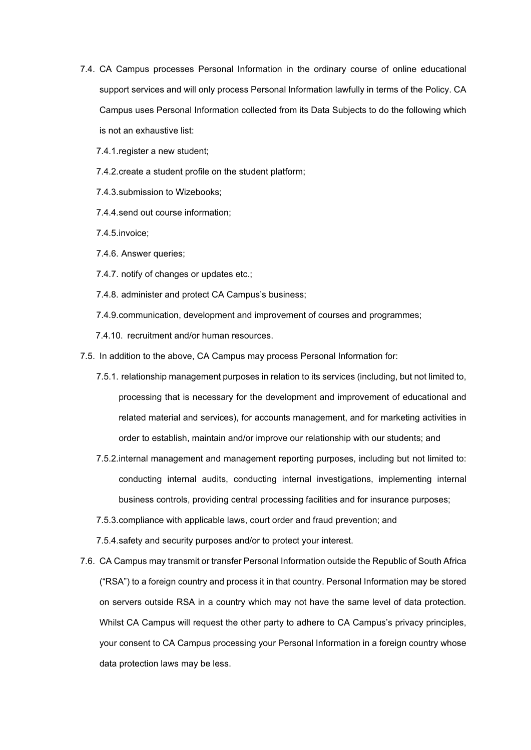7.4. CA Campus processes Personal Information in the ordinary course of online educational support services and will only process Personal Information lawfully in terms of the Policy. CA Campus uses Personal Information collected from its Data Subjects to do the following which is not an exhaustive list:

7.4.1. register a new student;

7.4.2. create a student profile on the student platform;

7.4.3. submission to Wizebooks;

7.4.4. send out course information;

7.4.5. invoice;

7.4.6. Answer queries;

7.4.7. notify of changes or updates etc.;

7.4.8. administer and protect CA Campus's business;

7.4.9. communication, development and improvement of courses and programmes;

7.4.10. recruitment and/or human resources.

7.5. In addition to the above, CA Campus may process Personal Information for:

7.5.1. relationship management purposes in relation to its services (including, but not limited to, processing that is necessary for the development and improvement of educational and related material and services), for accounts management, and for marketing activities in order to establish, maintain and/or improve our relationship with our students; and

7.5.2. internal management and management reporting purposes, including but not limited to: conducting internal audits, conducting internal investigations, implementing internal business controls, providing central processing facilities and for insurance purposes;

7.5.3. compliance with applicable laws, court order and fraud prevention; and

7.5.4. safety and security purposes and/or to protect your interest.

7.6. CA Campus may transmit or transfer Personal Information outside the Republic of South Africa ("RSA") to a foreign country and process it in that country. Personal Information may be stored on servers outside RSA in a country which may not have the same level of data protection. Whilst CA Campus will request the other party to adhere to CA Campus's privacy principles, your consent to CA Campus processing your Personal Information in a foreign country whose data protection laws may be less.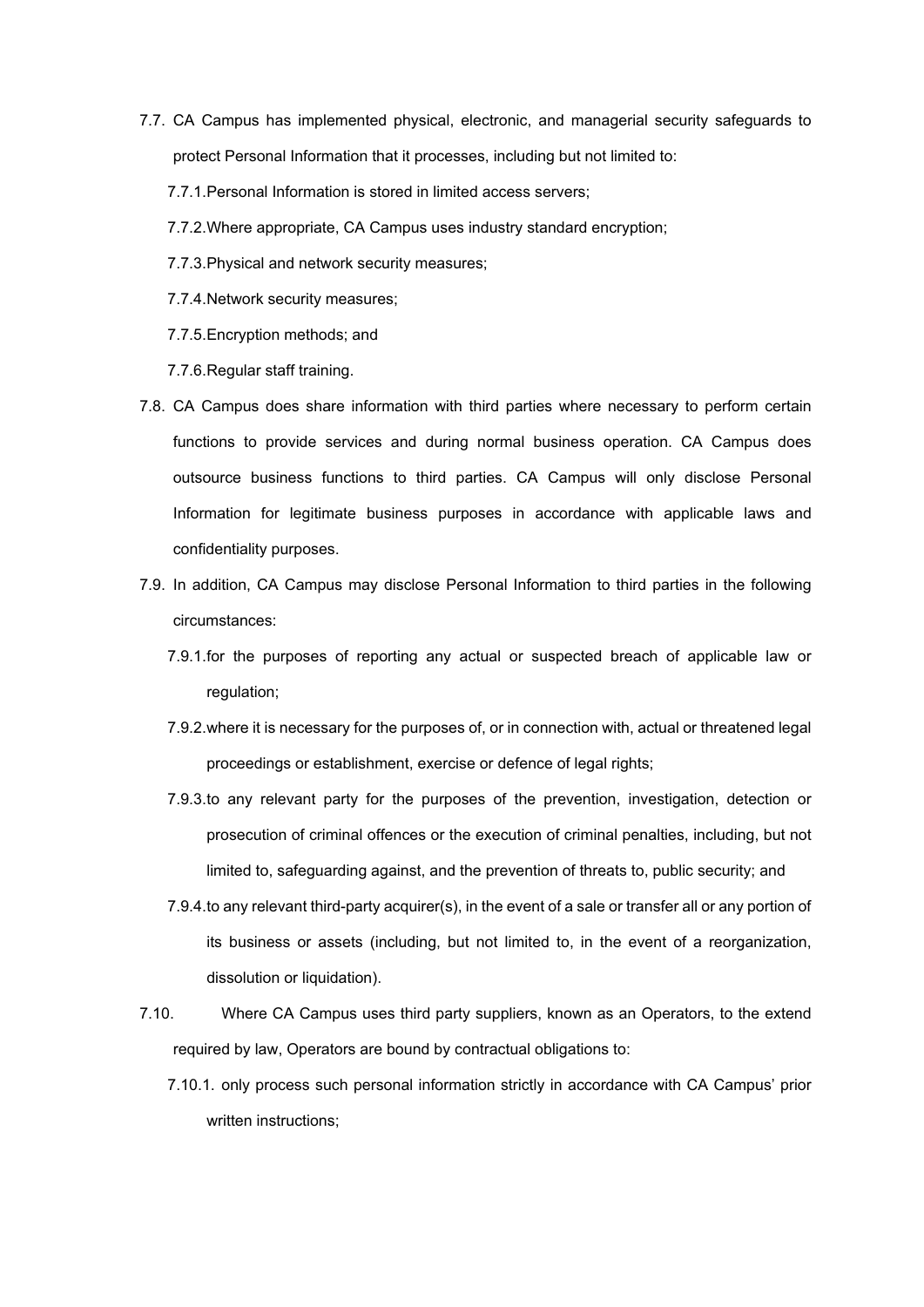7.7. CA Campus has implemented physical, electronic, and managerial security safeguards to protect Personal Information that it processes, including but not limited to:

  7.7.1. Personal Information is stored in limited access servers;

  7.7.2. Where appropriate, CA Campus uses industry standard encryption;

  7.7.3. Physical and network security measures;

  7.7.4. Network security measures;

  7.7.5. Encryption methods; and

  7.7.6. Regular staff training.

7.8. CA Campus does share information with third parties where necessary to perform certain functions to provide services and during normal business operation. CA Campus does outsource business functions to third parties. CA Campus will only disclose Personal Information for legitimate business purposes in accordance with applicable laws and confidentiality purposes.

7.9. In addition, CA Campus may disclose Personal Information to third parties in the following circumstances:

  7.9.1. for the purposes of reporting any actual or suspected breach of applicable law or regulation;

  7.9.2. where it is necessary for the purposes of, or in connection with, actual or threatened legal proceedings or establishment, exercise or defence of legal rights;

  7.9.3. to any relevant party for the purposes of the prevention, investigation, detection or prosecution of criminal offences or the execution of criminal penalties, including, but not limited to, safeguarding against, and the prevention of threats to, public security; and

  7.9.4. to any relevant third-party acquirer(s), in the event of a sale or transfer all or any portion of its business or assets (including, but not limited to, in the event of a reorganization, dissolution or liquidation).

7.10. Where CA Campus uses third party suppliers, known as an Operators, to the extend required by law, Operators are bound by contractual obligations to:

  7.10.1. only process such personal information strictly in accordance with CA Campus' prior written instructions;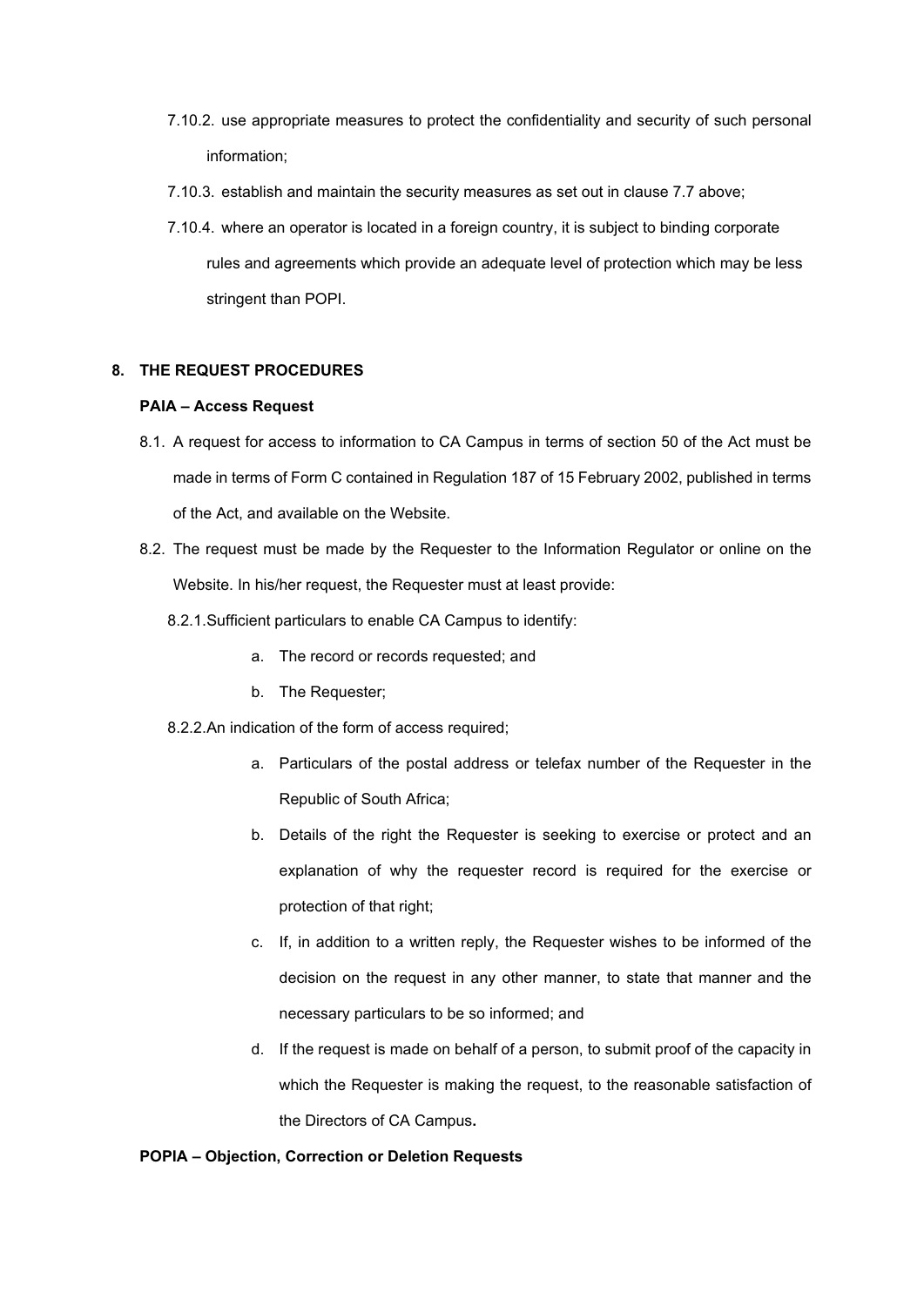7.10.2. use appropriate measures to protect the confidentiality and security of such personal information;

7.10.3. establish and maintain the security measures as set out in clause 7.7 above;

7.10.4. where an operator is located in a foreign country, it is subject to binding corporate rules and agreements which provide an adequate level of protection which may be less stringent than POPI.

## 8. THE REQUEST PROCEDURES

**PAIA – Access Request**

8.1. A request for access to information to CA Campus in terms of section 50 of the Act must be made in terms of Form C contained in Regulation 187 of 15 February 2002, published in terms of the Act, and available on the Website.

8.2. The request must be made by the Requester to the Information Regulator or online on the Website. In his/her request, the Requester must at least provide:

8.2.1. Sufficient particulars to enable CA Campus to identify:

a. The record or records requested; and

b. The Requester;

8.2.2. An indication of the form of access required;

a. Particulars of the postal address or telefax number of the Requester in the Republic of South Africa;

b. Details of the right the Requester is seeking to exercise or protect and an explanation of why the requester record is required for the exercise or protection of that right;

c. If, in addition to a written reply, the Requester wishes to be informed of the decision on the request in any other manner, to state that manner and the necessary particulars to be so informed; and

d. If the request is made on behalf of a person, to submit proof of the capacity in which the Requester is making the request, to the reasonable satisfaction of the Directors of CA Campus**.**

**POPIA – Objection, Correction or Deletion Requests**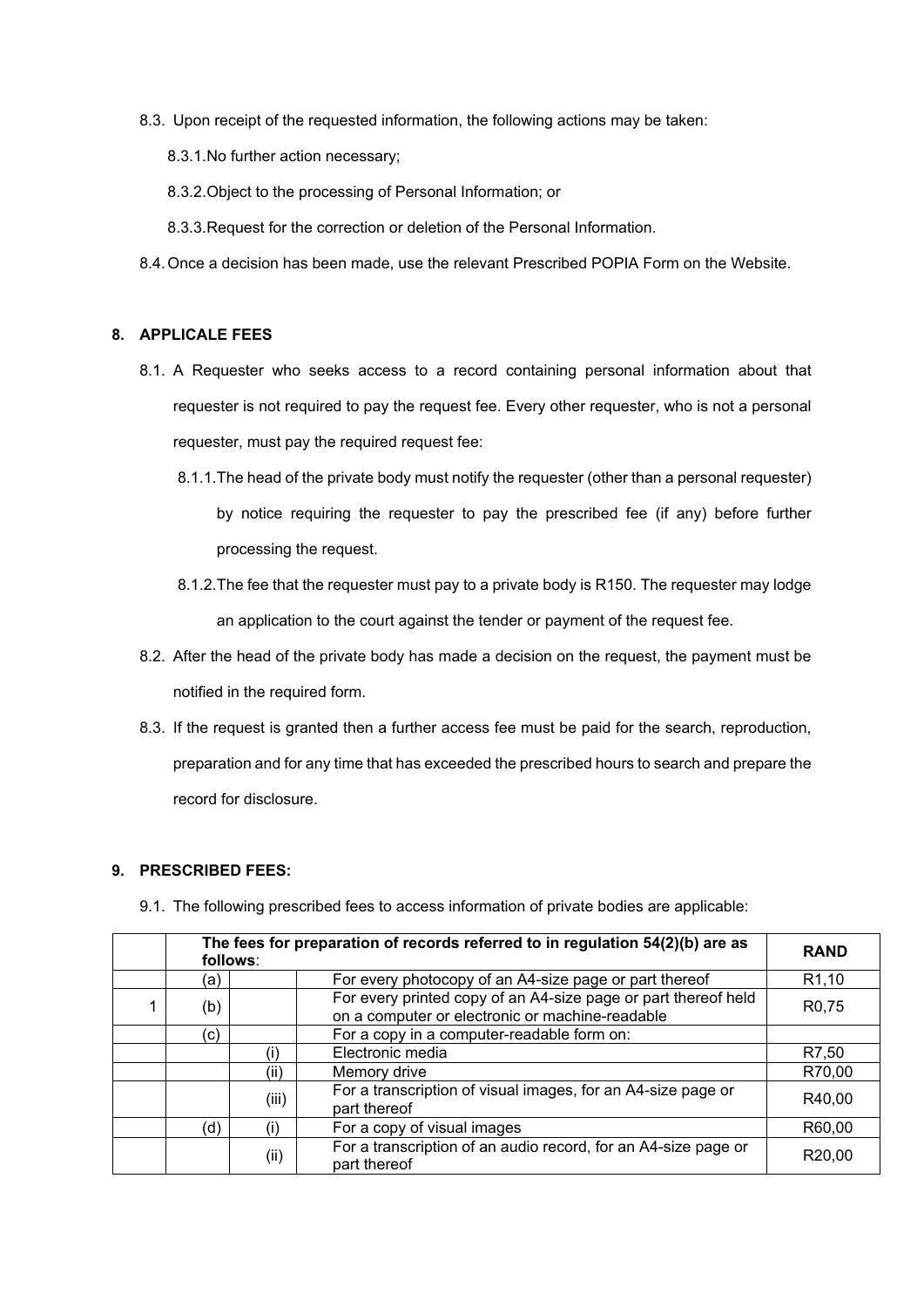8.3. Upon receipt of the requested information, the following actions may be taken:

8.3.1. No further action necessary;

8.3.2. Object to the processing of Personal Information; or

8.3.3. Request for the correction or deletion of the Personal Information.

8.4. Once a decision has been made, use the relevant Prescribed POPIA Form on the Website.

## 8. APPLICALE FEES

8.1. A Requester who seeks access to a record containing personal information about that requester is not required to pay the request fee. Every other requester, who is not a personal requester, must pay the required request fee:

8.1.1. The head of the private body must notify the requester (other than a personal requester) by notice requiring the requester to pay the prescribed fee (if any) before further processing the request.

8.1.2. The fee that the requester must pay to a private body is R150. The requester may lodge an application to the court against the tender or payment of the request fee.

8.2. After the head of the private body has made a decision on the request, the payment must be notified in the required form.

8.3. If the request is granted then a further access fee must be paid for the search, reproduction, preparation and for any time that has exceeded the prescribed hours to search and prepare the record for disclosure.

## 9. PRESCRIBED FEES:

9.1. The following prescribed fees to access information of private bodies are applicable:

| | **The fees for preparation of records referred to in regulation 54(2)(b) are as follows**: | | | **RAND** |
|---|---|---|---|---|
| | (a) | | For every photocopy of an A4-size page or part thereof | R1,10 |
| 1 | (b) | | For every printed copy of an A4-size page or part thereof held on a computer or electronic or machine-readable | R0,75 |
| | (c) | | For a copy in a computer-readable form on: | |
| | | (i) | Electronic media | R7,50 |
| | | (ii) | Memory drive | R70,00 |
| | | (iii) | For a transcription of visual images, for an A4-size page or part thereof | R40,00 |
| | (d) | (i) | For a copy of visual images | R60,00 |
| | | (ii) | For a transcription of an audio record, for an A4-size page or part thereof | R20,00 |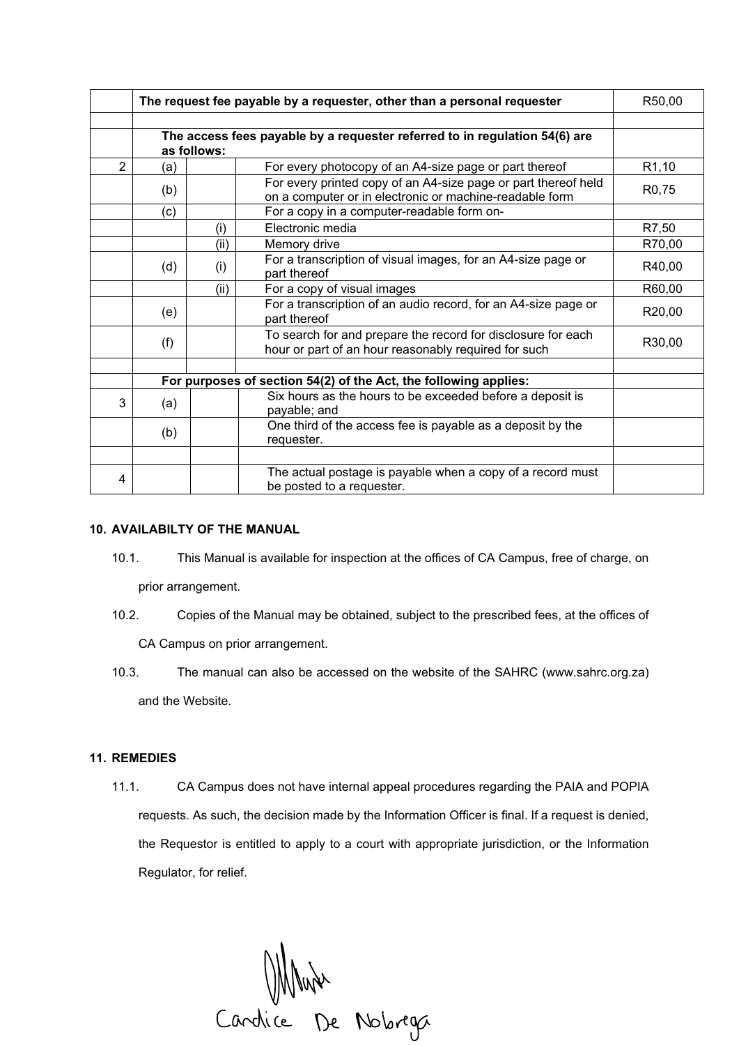| | | | | |
|---|---|---|---|---|
| | **The request fee payable by a requester, other than a personal requester** | | | R50,00 |
| | | | | |
| | **The access fees payable by a requester referred to in regulation 54(6) are as follows:** | | | |
| 2 | (a) | | For every photocopy of an A4-size page or part thereof | R1,10 |
| | (b) | | For every printed copy of an A4-size page or part thereof held on a computer or in electronic or machine-readable form | R0,75 |
| | (c) | | For a copy in a computer-readable form on- | |
| | | (i) | Electronic media | R7,50 |
| | | (ii) | Memory drive | R70,00 |
| | (d) | (i) | For a transcription of visual images, for an A4-size page or part thereof | R40,00 |
| | | (ii) | For a copy of visual images | R60,00 |
| | (e) | | For a transcription of an audio record, for an A4-size page or part thereof | R20,00 |
| | (f) | | To search for and prepare the record for disclosure for each hour or part of an hour reasonably required for such | R30,00 |
| | | | | |
| | **For purposes of section 54(2) of the Act, the following applies:** | | | |
| 3 | (a) | | Six hours as the hours to be exceeded before a deposit is payable; and | |
| | (b) | | One third of the access fee is payable as a deposit by the requester. | |
| | | | | |
| 4 | | | The actual postage is payable when a copy of a record must be posted to a requester. | |

## 10. AVAILABILTY OF THE MANUAL

10.1. This Manual is available for inspection at the offices of CA Campus, free of charge, on prior arrangement.

10.2. Copies of the Manual may be obtained, subject to the prescribed fees, at the offices of CA Campus on prior arrangement.

10.3. The manual can also be accessed on the website of the SAHRC (www.sahrc.org.za) and the Website.

## 11. REMEDIES

11.1. CA Campus does not have internal appeal procedures regarding the PAIA and POPIA requests. As such, the decision made by the Information Officer is final. If a request is denied, the Requestor is entitled to apply to a court with appropriate jurisdiction, or the Information Regulator, for relief.

Candice De Nobrega